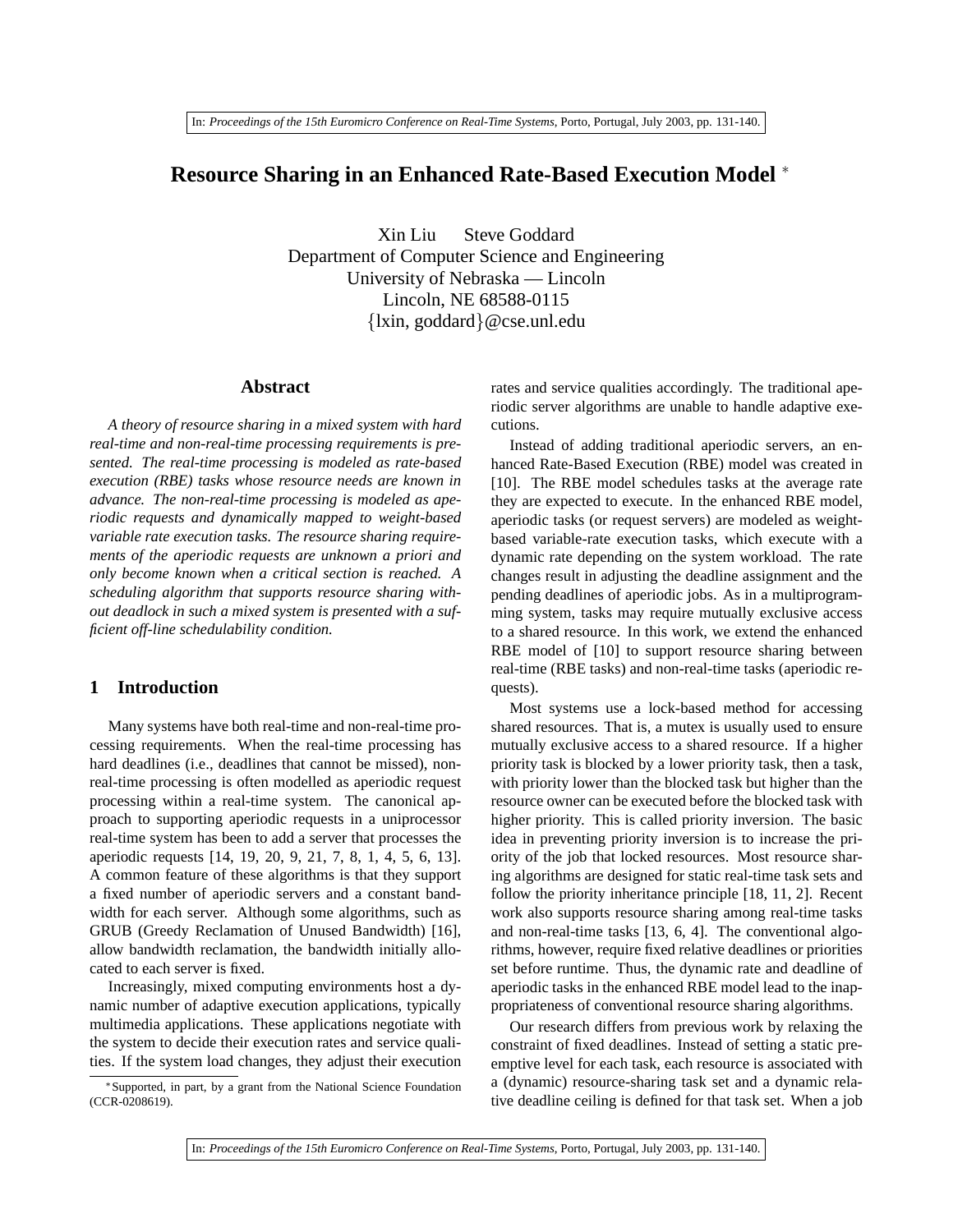# Resource Sharing in an Enhanced Rate-Based Execution Model [*]

Xin Liu Steve Goddard
Department of Computer Science and Engineering
University of Nebraska — Lincoln
Lincoln, NE 68588-0115
{lxin, goddard}@cse.unl.edu

## Abstract

*A theory of resource sharing in a mixed system with hard real-time and non-real-time processing requirements is presented. The real-time processing is modeled as rate-based execution (RBE) tasks whose resource needs are known in advance. The non-real-time processing is modeled as aperiodic requests and dynamically mapped to weight-based variable rate execution tasks. The resource sharing requirements of the aperiodic requests are unknown a priori and only become known when a critical section is reached. A scheduling algorithm that supports resource sharing without deadlock in such a mixed system is presented with a sufficient off-line schedulability condition.*

## 1 Introduction

Many systems have both real-time and non-real-time processing requirements. When the real-time processing has hard deadlines (i.e., deadlines that cannot be missed), non-real-time processing is often modelled as aperiodic request processing within a real-time system. The canonical approach to supporting aperiodic requests in a uniprocessor real-time system has been to add a server that processes the aperiodic requests [14, 19, 20, 9, 21, 7, 8, 1, 4, 5, 6, 13]. A common feature of these algorithms is that they support a fixed number of aperiodic servers and a constant bandwidth for each server. Although some algorithms, such as GRUB (Greedy Reclamation of Unused Bandwidth) [16], allow bandwidth reclamation, the bandwidth initially allocated to each server is fixed.

Increasingly, mixed computing environments host a dynamic number of adaptive execution applications, typically multimedia applications. These applications negotiate with the system to decide their execution rates and service qualities. If the system load changes, they adjust their execution rates and service qualities accordingly. The traditional aperiodic server algorithms are unable to handle adaptive executions.

Instead of adding traditional aperiodic servers, an enhanced Rate-Based Execution (RBE) model was created in [10]. The RBE model schedules tasks at the average rate they are expected to execute. In the enhanced RBE model, aperiodic tasks (or request servers) are modeled as weight-based variable-rate execution tasks, which execute with a dynamic rate depending on the system workload. The rate changes result in adjusting the deadline assignment and the pending deadlines of aperiodic jobs. As in a multiprogramming system, tasks may require mutually exclusive access to a shared resource. In this work, we extend the enhanced RBE model of [10] to support resource sharing between real-time (RBE tasks) and non-real-time tasks (aperiodic requests).

Most systems use a lock-based method for accessing shared resources. That is, a mutex is usually used to ensure mutually exclusive access to a shared resource. If a higher priority task is blocked by a lower priority task, then a task, with priority lower than the blocked task but higher than the resource owner can be executed before the blocked task with higher priority. This is called priority inversion. The basic idea in preventing priority inversion is to increase the priority of the job that locked resources. Most resource sharing algorithms are designed for static real-time task sets and follow the priority inheritance principle [18, 11, 2]. Recent work also supports resource sharing among real-time tasks and non-real-time tasks [13, 6, 4]. The conventional algorithms, however, require fixed relative deadlines or priorities set before runtime. Thus, the dynamic rate and deadline of aperiodic tasks in the enhanced RBE model lead to the inappropriateness of conventional resource sharing algorithms.

Our research differs from previous work by relaxing the constraint of fixed deadlines. Instead of setting a static preemptive level for each task, each resource is associated with a (dynamic) resource-sharing task set and a dynamic relative deadline ceiling is defined for that task set. When a job

[*] Supported, in part, by a grant from the National Science Foundation (CCR-0208619).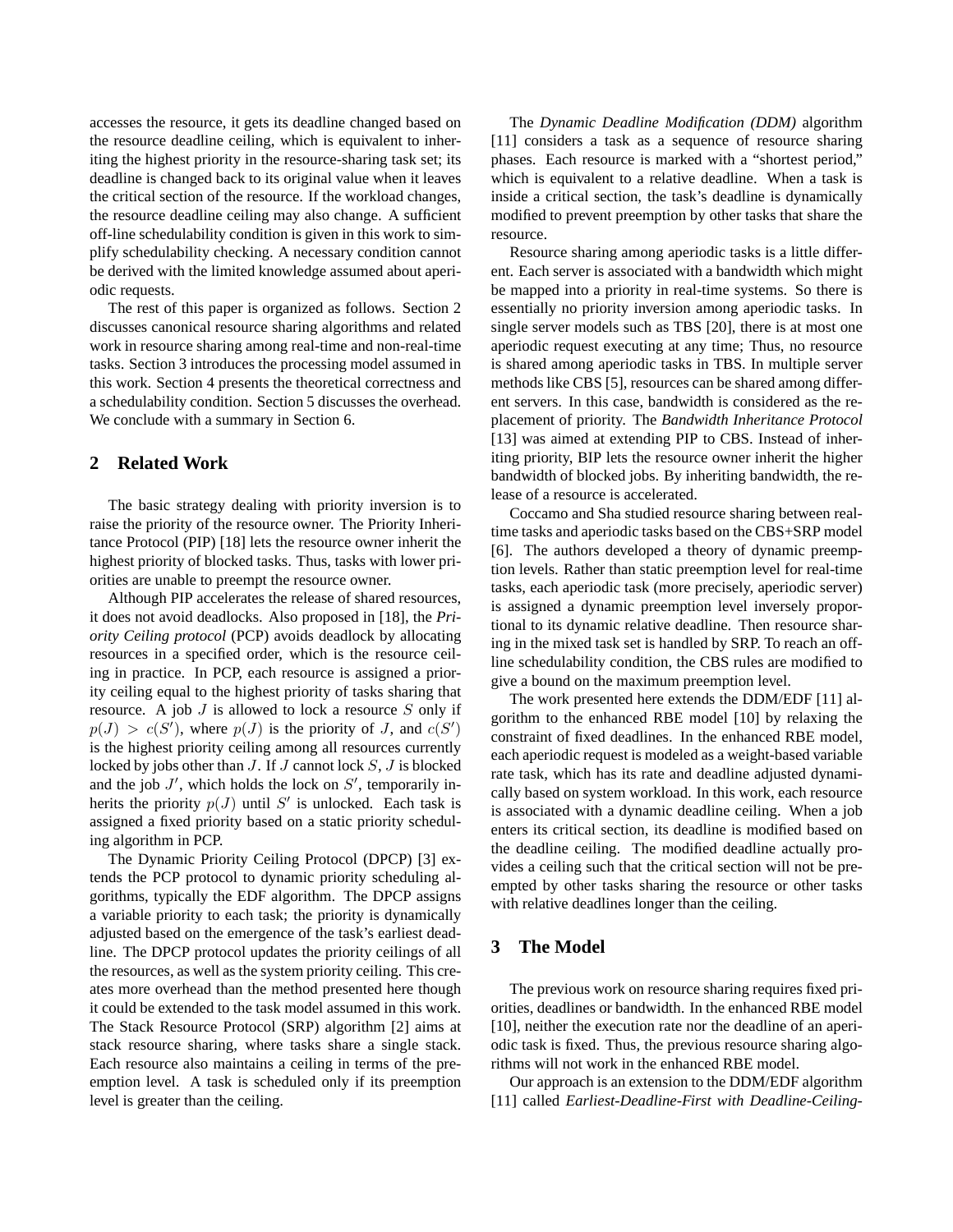accesses the resource, it gets its deadline changed based on the resource deadline ceiling, which is equivalent to inheriting the highest priority in the resource-sharing task set; its deadline is changed back to its original value when it leaves the critical section of the resource. If the workload changes, the resource deadline ceiling may also change. A sufficient off-line schedulability condition is given in this work to simplify schedulability checking. A necessary condition cannot be derived with the limited knowledge assumed about aperiodic requests.

The rest of this paper is organized as follows. Section 2 discusses canonical resource sharing algorithms and related work in resource sharing among real-time and non-real-time tasks. Section 3 introduces the processing model assumed in this work. Section 4 presents the theoretical correctness and a schedulability condition. Section 5 discusses the overhead. We conclude with a summary in Section 6.

## 2 Related Work

The basic strategy dealing with priority inversion is to raise the priority of the resource owner. The Priority Inheritance Protocol (PIP) [18] lets the resource owner inherit the highest priority of blocked tasks. Thus, tasks with lower priorities are unable to preempt the resource owner.

Although PIP accelerates the release of shared resources, it does not avoid deadlocks. Also proposed in [18], the *Priority Ceiling protocol* (PCP) avoids deadlock by allocating resources in a specified order, which is the resource ceiling in practice. In PCP, each resource is assigned a priority ceiling equal to the highest priority of tasks sharing that resource. A job $J$ is allowed to lock a resource $S$ only if $p(J) > c(S')$, where $p(J)$ is the priority of $J$, and $c(S')$ is the highest priority ceiling among all resources currently locked by jobs other than $J$. If $J$ cannot lock $S$, $J$ is blocked and the job $J'$, which holds the lock on $S'$, temporarily inherits the priority $p(J)$ until $S'$ is unlocked. Each task is assigned a fixed priority based on a static priority scheduling algorithm in PCP.

The Dynamic Priority Ceiling Protocol (DPCP) [3] extends the PCP protocol to dynamic priority scheduling algorithms, typically the EDF algorithm. The DPCP assigns a variable priority to each task; the priority is dynamically adjusted based on the emergence of the task's earliest deadline. The DPCP protocol updates the priority ceilings of all the resources, as well as the system priority ceiling. This creates more overhead than the method presented here though it could be extended to the task model assumed in this work. The Stack Resource Protocol (SRP) algorithm [2] aims at stack resource sharing, where tasks share a single stack. Each resource also maintains a ceiling in terms of the preemption level. A task is scheduled only if its preemption level is greater than the ceiling.

The *Dynamic Deadline Modification (DDM)* algorithm [11] considers a task as a sequence of resource sharing phases. Each resource is marked with a "shortest period," which is equivalent to a relative deadline. When a task is inside a critical section, the task's deadline is dynamically modified to prevent preemption by other tasks that share the resource.

Resource sharing among aperiodic tasks is a little different. Each server is associated with a bandwidth which might be mapped into a priority in real-time systems. So there is essentially no priority inversion among aperiodic tasks. In single server models such as TBS [20], there is at most one aperiodic request executing at any time; Thus, no resource is shared among aperiodic tasks in TBS. In multiple server methods like CBS [5], resources can be shared among different servers. In this case, bandwidth is considered as the replacement of priority. The *Bandwidth Inheritance Protocol* [13] was aimed at extending PIP to CBS. Instead of inheriting priority, BIP lets the resource owner inherit the higher bandwidth of blocked jobs. By inheriting bandwidth, the release of a resource is accelerated.

Coccamo and Sha studied resource sharing between real-time tasks and aperiodic tasks based on the CBS+SRP model [6]. The authors developed a theory of dynamic preemption levels. Rather than static preemption level for real-time tasks, each aperiodic task (more precisely, aperiodic server) is assigned a dynamic preemption level inversely proportional to its dynamic relative deadline. Then resource sharing in the mixed task set is handled by SRP. To reach an off-line schedulability condition, the CBS rules are modified to give a bound on the maximum preemption level.

The work presented here extends the DDM/EDF [11] algorithm to the enhanced RBE model [10] by relaxing the constraint of fixed deadlines. In the enhanced RBE model, each aperiodic request is modeled as a weight-based variable rate task, which has its rate and deadline adjusted dynamically based on system workload. In this work, each resource is associated with a dynamic deadline ceiling. When a job enters its critical section, its deadline is modified based on the deadline ceiling. The modified deadline actually provides a ceiling such that the critical section will not be preempted by other tasks sharing the resource or other tasks with relative deadlines longer than the ceiling.

## 3 The Model

The previous work on resource sharing requires fixed priorities, deadlines or bandwidth. In the enhanced RBE model [10], neither the execution rate nor the deadline of an aperiodic task is fixed. Thus, the previous resource sharing algorithms will not work in the enhanced RBE model.

Our approach is an extension to the DDM/EDF algorithm [11] called *Earliest-Deadline-First with Deadline-Ceiling-*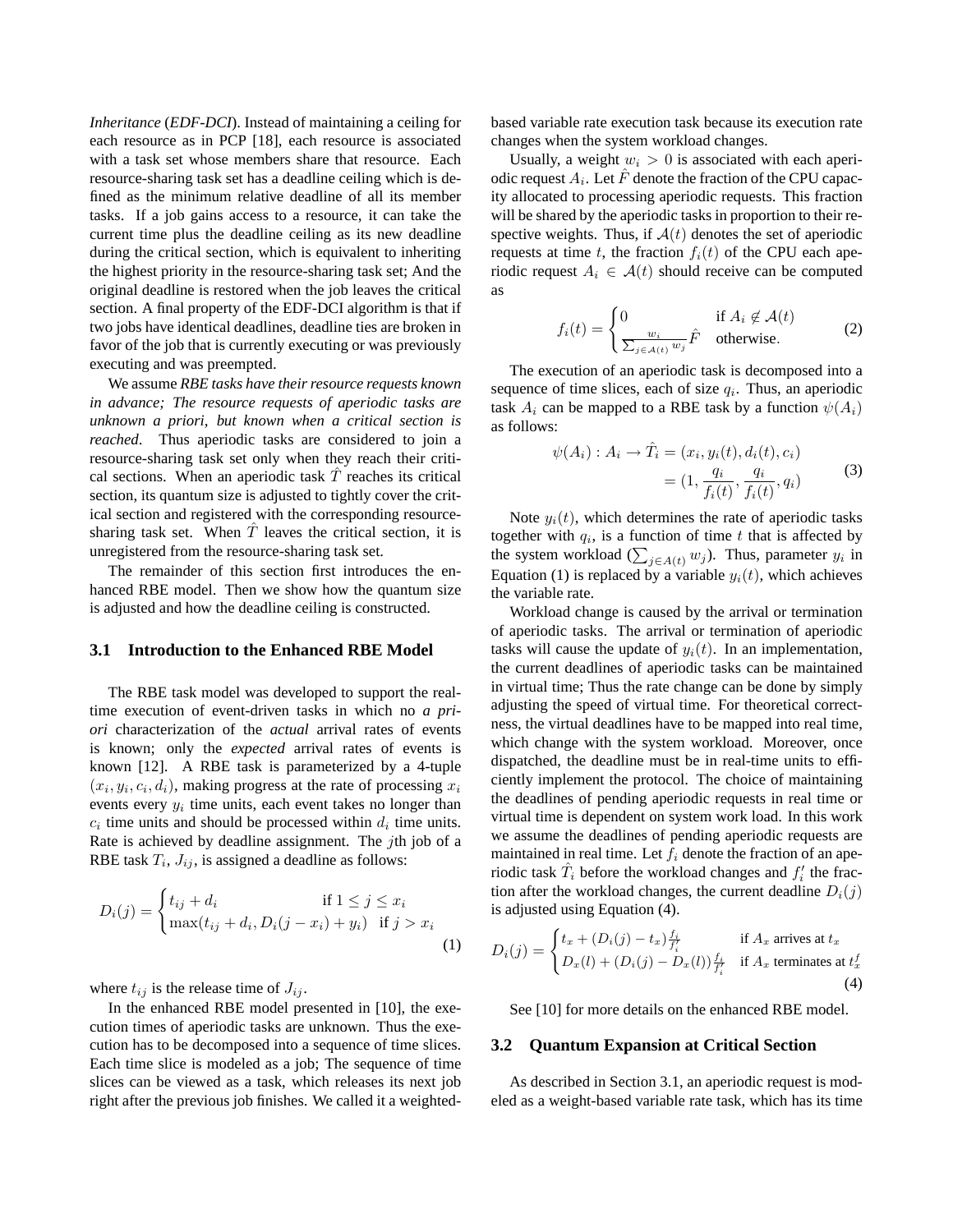*Inheritance* (*EDF-DCI*). Instead of maintaining a ceiling for each resource as in PCP [18], each resource is associated with a task set whose members share that resource. Each resource-sharing task set has a deadline ceiling which is defined as the minimum relative deadline of all its member tasks. If a job gains access to a resource, it can take the current time plus the deadline ceiling as its new deadline during the critical section, which is equivalent to inheriting the highest priority in the resource-sharing task set; And the original deadline is restored when the job leaves the critical section. A final property of the EDF-DCI algorithm is that if two jobs have identical deadlines, deadline ties are broken in favor of the job that is currently executing or was previously executing and was preempted.

We assume *RBE tasks have their resource requests known in advance; The resource requests of aperiodic tasks are unknown a priori, but known when a critical section is reached*. Thus aperiodic tasks are considered to join a resource-sharing task set only when they reach their critical sections. When an aperiodic task $\hat{T}$ reaches its critical section, its quantum size is adjusted to tightly cover the critical section and registered with the corresponding resource-sharing task set. When $\hat{T}$ leaves the critical section, it is unregistered from the resource-sharing task set.

The remainder of this section first introduces the enhanced RBE model. Then we show how the quantum size is adjusted and how the deadline ceiling is constructed.

### 3.1 Introduction to the Enhanced RBE Model

The RBE task model was developed to support the real-time execution of event-driven tasks in which no *a priori* characterization of the *actual* arrival rates of events is known; only the *expected* arrival rates of events is known [12]. A RBE task is parameterized by a 4-tuple $(x_i, y_i, c_i, d_i)$, making progress at the rate of processing $x_i$ events every $y_i$ time units, each event takes no longer than $c_i$ time units and should be processed within $d_i$ time units. Rate is achieved by deadline assignment. The $j$th job of a RBE task $T_i$, $J_{ij}$, is assigned a deadline as follows:

$$D_i(j) = \begin{cases} t_{ij} + d_i & \text{if } 1 \le j \le x_i \\ \max(t_{ij} + d_i, D_i(j - x_i) + y_i) & \text{if } j > x_i \end{cases} \tag{1}$$

where $t_{ij}$ is the release time of $J_{ij}$.

In the enhanced RBE model presented in [10], the execution times of aperiodic tasks are unknown. Thus the execution has to be decomposed into a sequence of time slices. Each time slice is modeled as a job; The sequence of time slices can be viewed as a task, which releases its next job right after the previous job finishes. We called it a weighted-based variable rate execution task because its execution rate changes when the system workload changes.

Usually, a weight $w_i > 0$ is associated with each aperiodic request $A_i$. Let $\hat{F}$ denote the fraction of the CPU capacity allocated to processing aperiodic requests. This fraction will be shared by the aperiodic tasks in proportion to their respective weights. Thus, if $\mathcal{A}(t)$ denotes the set of aperiodic requests at time $t$, the fraction $f_i(t)$ of the CPU each aperiodic request $A_i \in \mathcal{A}(t)$ should receive can be computed as

$$f_i(t) = \begin{cases} 0 & \text{if } A_i \notin \mathcal{A}(t) \\ \frac{w_i}{\sum_{j \in \mathcal{A}(t)} w_j} \hat{F} & \text{otherwise.} \end{cases} \tag{2}$$

The execution of an aperiodic task is decomposed into a sequence of time slices, each of size $q_i$. Thus, an aperiodic task $A_i$ can be mapped to a RBE task by a function $\psi(A_i)$ as follows:

$$\begin{aligned} \psi(A_i) : A_i \to \hat{T}_i &= (x_i, y_i(t), d_i(t), c_i) \\ &= (1, \frac{q_i}{f_i(t)}, \frac{q_i}{f_i(t)}, q_i) \end{aligned} \tag{3}$$

Note $y_i(t)$, which determines the rate of aperiodic tasks together with $q_i$, is a function of time $t$ that is affected by the system workload ($\sum_{j \in A(t)} w_j$). Thus, parameter $y_i$ in Equation (1) is replaced by a variable $y_i(t)$, which achieves the variable rate.

Workload change is caused by the arrival or termination of aperiodic tasks. The arrival or termination of aperiodic tasks will cause the update of $y_i(t)$. In an implementation, the current deadlines of aperiodic tasks can be maintained in virtual time; Thus the rate change can be done by simply adjusting the speed of virtual time. For theoretical correctness, the virtual deadlines have to be mapped into real time, which change with the system workload. Moreover, once dispatched, the deadline must be in real-time units to efficiently implement the protocol. The choice of maintaining the deadlines of pending aperiodic requests in real time or virtual time is dependent on system work load. In this work we assume the deadlines of pending aperiodic requests are maintained in real time. Let $f_i$ denote the fraction of an aperiodic task $\hat{T}_i$ before the workload changes and $f'_i$ the fraction after the workload changes, the current deadline $D_i(j)$ is adjusted using Equation (4).

$$D_i(j) = \begin{cases} t_x + (D_i(j) - t_x)\frac{f_i}{f'_i} & \text{if } A_x \text{ arrives at } t_x \\ D_x(l) + (D_i(j) - D_x(l))\frac{f_i}{f'_i} & \text{if } A_x \text{ terminates at } t^f_x \end{cases} \tag{4}$$

See [10] for more details on the enhanced RBE model.

### 3.2 Quantum Expansion at Critical Section

As described in Section 3.1, an aperiodic request is modeled as a weight-based variable rate task, which has its time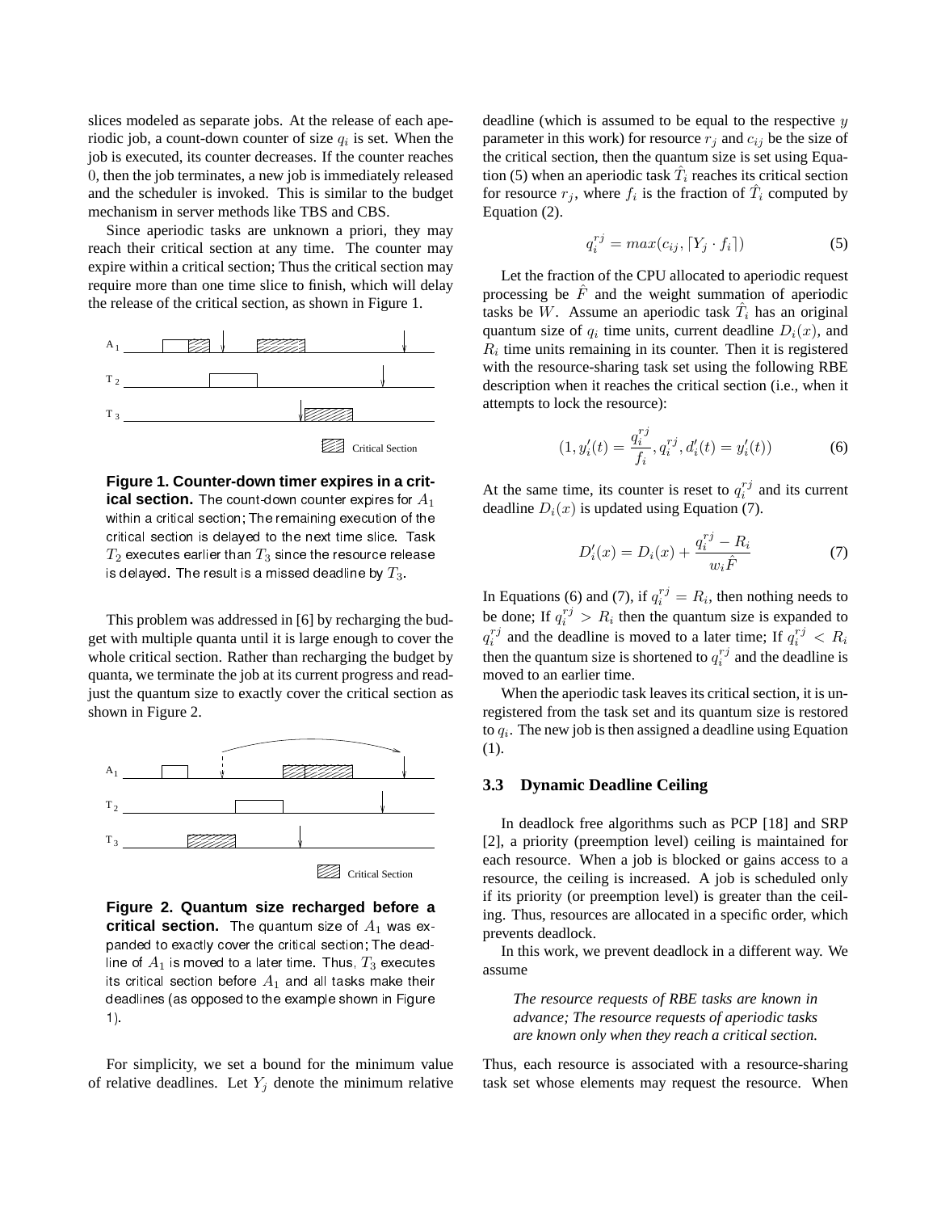slices modeled as separate jobs. At the release of each aperiodic job, a count-down counter of size $q_i$ is set. When the job is executed, its counter decreases. If the counter reaches 0, then the job terminates, a new job is immediately released and the scheduler is invoked. This is similar to the budget mechanism in server methods like TBS and CBS.

Since aperiodic tasks are unknown a priori, they may reach their critical section at any time. The counter may expire within a critical section; Thus the critical section may require more than one time slice to finish, which will delay the release of the critical section, as shown in Figure 1.

**Figure 1. Counter-down timer expires in a critical section.** The count-down counter expires for $A_1$ within a critical section; The remaining execution of the critical section is delayed to the next time slice. Task $T_2$ executes earlier than $T_3$ since the resource release is delayed. The result is a missed deadline by $T_3$.

This problem was addressed in [6] by recharging the budget with multiple quanta until it is large enough to cover the whole critical section. Rather than recharging the budget by quanta, we terminate the job at its current progress and readjust the quantum size to exactly cover the critical section as shown in Figure 2.

**Figure 2. Quantum size recharged before a critical section.** The quantum size of $A_1$ was expanded to exactly cover the critical section; The deadline of $A_1$ is moved to a later time. Thus, $T_3$ executes its critical section before $A_1$ and all tasks make their deadlines (as opposed to the example shown in Figure 1).

For simplicity, we set a bound for the minimum value of relative deadlines. Let $Y_j$ denote the minimum relative deadline (which is assumed to be equal to the respective $y$ parameter in this work) for resource $r_j$ and $c_{ij}$ be the size of the critical section, then the quantum size is set using Equation (5) when an aperiodic task $\hat{T}_i$ reaches its critical section for resource $r_j$, where $f_i$ is the fraction of $\hat{T}_i$ computed by Equation (2).

$$q_i^{rj} = max(c_{ij}, \lceil Y_j \cdot f_i \rceil) \quad (5)$$

Let the fraction of the CPU allocated to aperiodic request processing be $\hat{F}$ and the weight summation of aperiodic tasks be $W$. Assume an aperiodic task $\hat{T}_i$ has an original quantum size of $q_i$ time units, current deadline $D_i(x)$, and $R_i$ time units remaining in its counter. Then it is registered with the resource-sharing task set using the following RBE description when it reaches the critical section (i.e., when it attempts to lock the resource):

$$(1, y_i'(t) = \frac{q_i^{rj}}{f_i}, q_i^{rj}, d_i'(t) = y_i'(t)) \quad (6)$$

At the same time, its counter is reset to $q_i^{rj}$ and its current deadline $D_i(x)$ is updated using Equation (7).

$$D_i'(x) = D_i(x) + \frac{q_i^{rj} - R_i}{w_i \hat{F}} \quad (7)$$

In Equations (6) and (7), if $q_i^{rj} = R_i$, then nothing needs to be done; If $q_i^{rj} > R_i$ then the quantum size is expanded to $q_i^{rj}$ and the deadline is moved to a later time; If $q_i^{rj} < R_i$ then the quantum size is shortened to $q_i^{rj}$ and the deadline is moved to an earlier time.

When the aperiodic task leaves its critical section, it is unregistered from the task set and its quantum size is restored to $q_i$. The new job is then assigned a deadline using Equation (1).

### 3.3 Dynamic Deadline Ceiling

In deadlock free algorithms such as PCP [18] and SRP [2], a priority (preemption level) ceiling is maintained for each resource. When a job is blocked or gains access to a resource, the ceiling is increased. A job is scheduled only if its priority (or preemption level) is greater than the ceiling. Thus, resources are allocated in a specific order, which prevents deadlock.

In this work, we prevent deadlock in a different way. We assume

> *The resource requests of RBE tasks are known in advance; The resource requests of aperiodic tasks are known only when they reach a critical section.*

Thus, each resource is associated with a resource-sharing task set whose elements may request the resource. When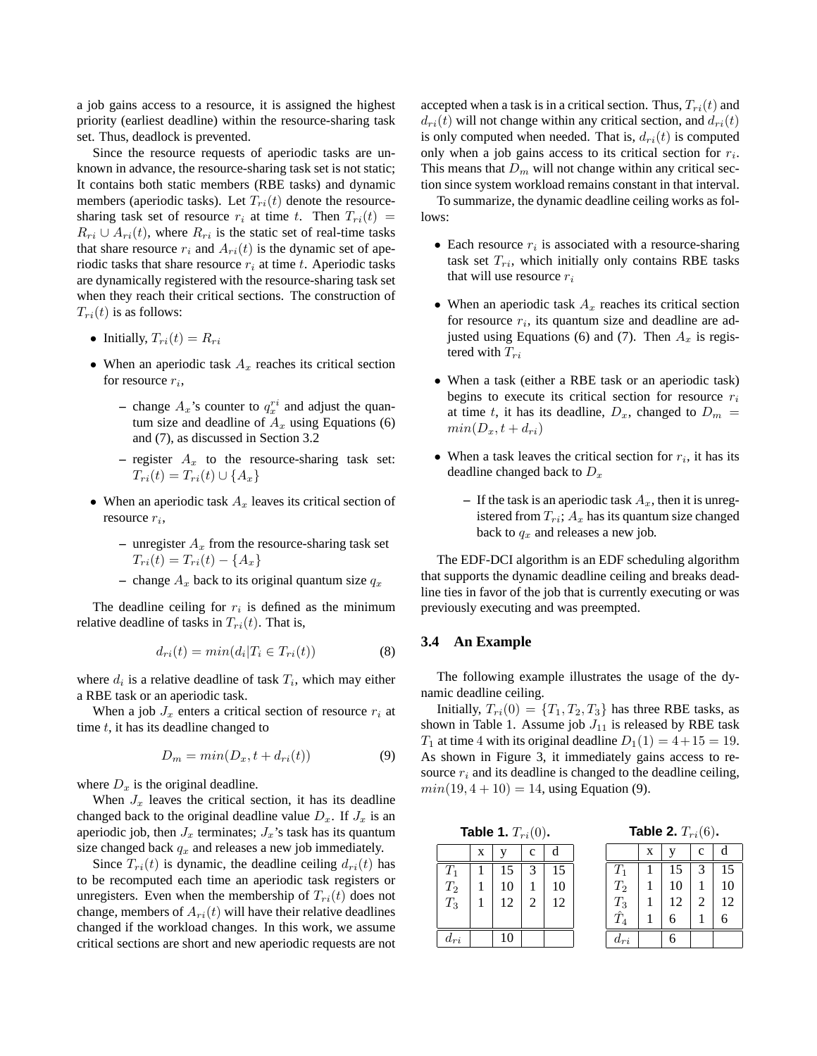a job gains access to a resource, it is assigned the highest priority (earliest deadline) within the resource-sharing task set. Thus, deadlock is prevented.

Since the resource requests of aperiodic tasks are unknown in advance, the resource-sharing task set is not static; It contains both static members (RBE tasks) and dynamic members (aperiodic tasks). Let $T_{ri}(t)$ denote the resource-sharing task set of resource $r_i$ at time $t$. Then $T_{ri}(t) = R_{ri} \cup A_{ri}(t)$, where $R_{ri}$ is the static set of real-time tasks that share resource $r_i$ and $A_{ri}(t)$ is the dynamic set of aperiodic tasks that share resource $r_i$ at time $t$. Aperiodic tasks are dynamically registered with the resource-sharing task set when they reach their critical sections. The construction of $T_{ri}(t)$ is as follows:

- Initially, $T_{ri}(t) = R_{ri}$
- When an aperiodic task $A_x$ reaches its critical section for resource $r_i$,
  - change $A_x$'s counter to $q_x^{ri}$ and adjust the quantum size and deadline of $A_x$ using Equations (6) and (7), as discussed in Section 3.2
  - register $A_x$ to the resource-sharing task set: $T_{ri}(t) = T_{ri}(t) \cup \{A_x\}$
- When an aperiodic task $A_x$ leaves its critical section of resource $r_i$,
  - unregister $A_x$ from the resource-sharing task set $T_{ri}(t) = T_{ri}(t) - \{A_x\}$
  - change $A_x$ back to its original quantum size $q_x$

The deadline ceiling for $r_i$ is defined as the minimum relative deadline of tasks in $T_{ri}(t)$. That is,

$$d_{ri}(t) = min(d_i | T_i \in T_{ri}(t)) \tag{8}$$

where $d_i$ is a relative deadline of task $T_i$, which may either a RBE task or an aperiodic task.

When a job $J_x$ enters a critical section of resource $r_i$ at time $t$, it has its deadline changed to

$$D_m = min(D_x, t + d_{ri}(t)) \tag{9}$$

where $D_x$ is the original deadline.

When $J_x$ leaves the critical section, it has its deadline changed back to the original deadline value $D_x$. If $J_x$ is an aperiodic job, then $J_x$ terminates; $J_x$'s task has its quantum size changed back $q_x$ and releases a new job immediately.

Since $T_{ri}(t)$ is dynamic, the deadline ceiling $d_{ri}(t)$ has to be recomputed each time an aperiodic task registers or unregisters. Even when the membership of $T_{ri}(t)$ does not change, members of $A_{ri}(t)$ will have their relative deadlines changed if the workload changes. In this work, we assume critical sections are short and new aperiodic requests are not accepted when a task is in a critical section. Thus, $T_{ri}(t)$ and $d_{ri}(t)$ will not change within any critical section, and $d_{ri}(t)$ is only computed when needed. That is, $d_{ri}(t)$ is computed only when a job gains access to its critical section for $r_i$. This means that $D_m$ will not change within any critical section since system workload remains constant in that interval.

To summarize, the dynamic deadline ceiling works as follows:

- Each resource $r_i$ is associated with a resource-sharing task set $T_{ri}$, which initially only contains RBE tasks that will use resource $r_i$
- When an aperiodic task $A_x$ reaches its critical section for resource $r_i$, its quantum size and deadline are adjusted using Equations (6) and (7). Then $A_x$ is registered with $T_{ri}$
- When a task (either a RBE task or an aperiodic task) begins to execute its critical section for resource $r_i$ at time $t$, it has its deadline, $D_x$, changed to $D_m = min(D_x, t + d_{ri})$
- When a task leaves the critical section for $r_i$, it has its deadline changed back to $D_x$
  - If the task is an aperiodic task $A_x$, then it is unregistered from $T_{ri}$; $A_x$ has its quantum size changed back to $q_x$ and releases a new job.

The EDF-DCI algorithm is an EDF scheduling algorithm that supports the dynamic deadline ceiling and breaks deadline ties in favor of the job that is currently executing or was previously executing and was preempted.

### 3.4 An Example

The following example illustrates the usage of the dynamic deadline ceiling.

Initially, $T_{ri}(0) = \{T_1, T_2, T_3\}$ has three RBE tasks, as shown in Table 1. Assume job $J_{11}$ is released by RBE task $T_1$ at time 4 with its original deadline $D_1(1) = 4 + 15 = 19$. As shown in Figure 3, it immediately gains access to resource $r_i$ and its deadline is changed to the deadline ceiling, $min(19, 4 + 10) = 14$, using Equation (9).

**Table 1.** $T_{ri}(0)$.

| | x | y | c | d |
|---|---|---|---|---|
| $T_1$ | 1 | 15 | 3 | 15 |
| $T_2$ | 1 | 10 | 1 | 10 |
| $T_3$ | 1 | 12 | 2 | 12 |
| $d_{ri}$ | | 10 | | |

**Table 2.** $T_{ri}(6)$.

| | x | y | c | d |
|---|---|---|---|---|
| $T_1$ | 1 | 15 | 3 | 15 |
| $T_2$ | 1 | 10 | 1 | 10 |
| $T_3$ | 1 | 12 | 2 | 12 |
| $\hat{T}_4$ | 1 | 6 | 1 | 6 |
| $d_{ri}$ | | 6 | | |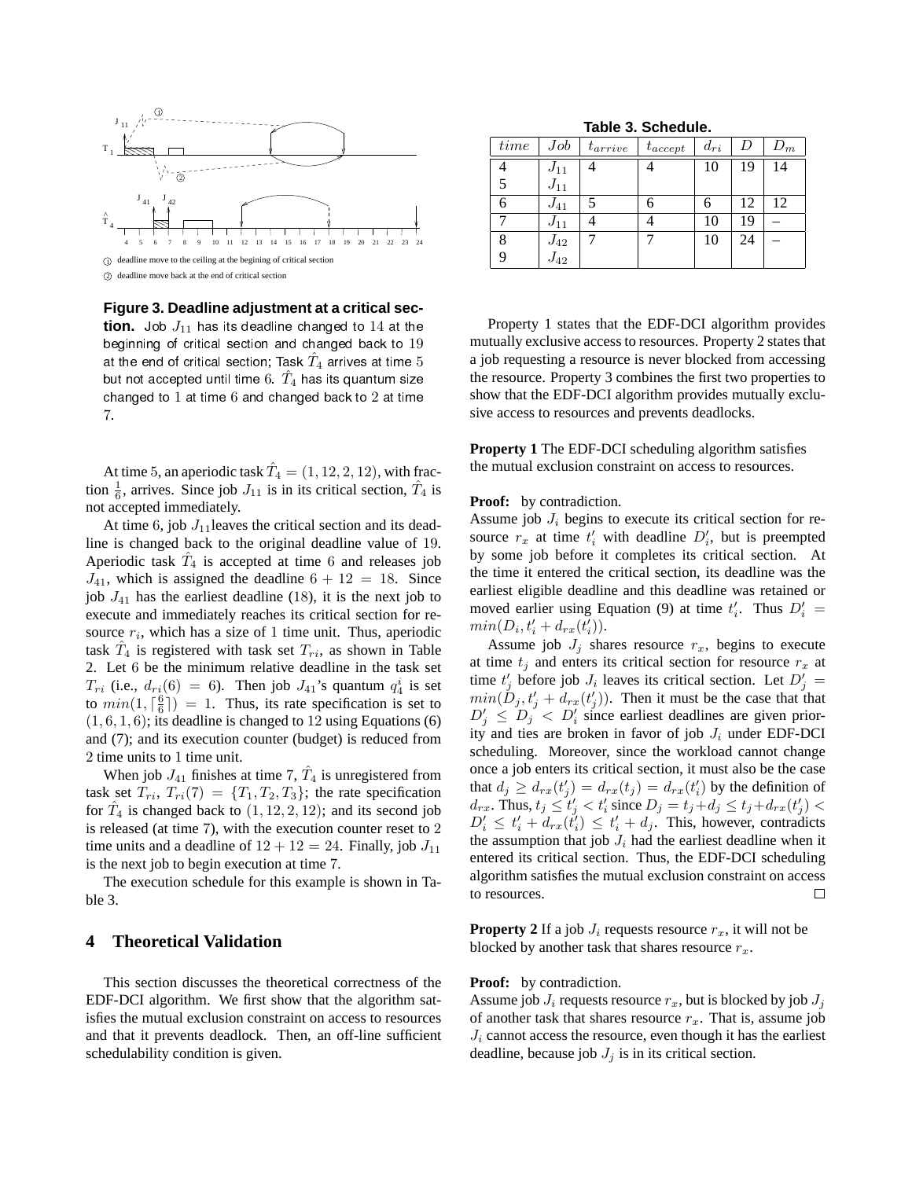Figure 3. Deadline adjustment at a critical section. Job $J_{11}$ has its deadline changed to 14 at the beginning of critical section and changed back to 19 at the end of critical section; Task $\hat{T}_4$ arrives at time 5 but not accepted until time 6. $\hat{T}_4$ has its quantum size changed to 1 at time 6 and changed back to 2 at time 7.

At time 5, an aperiodic task $\hat{T}_4 = (1, 12, 2, 12)$, with fraction $\frac{1}{6}$, arrives. Since job $J_{11}$ is in its critical section, $\hat{T}_4$ is not accepted immediately.

At time 6, job $J_{11}$leaves the critical section and its deadline is changed back to the original deadline value of 19. Aperiodic task $\hat{T}_4$ is accepted at time 6 and releases job $J_{41}$, which is assigned the deadline $6 + 12 = 18$. Since job $J_{41}$ has the earliest deadline (18), it is the next job to execute and immediately reaches its critical section for resource $r_i$, which has a size of 1 time unit. Thus, aperiodic task $\hat{T}_4$ is registered with task set $T_{ri}$, as shown in Table 2. Let 6 be the minimum relative deadline in the task set $T_{ri}$ (i.e., $d_{ri}(6) = 6$). Then job $J_{41}$'s quantum $q_4^i$ is set to $min(1, \lceil \frac{6}{6} \rceil) = 1$. Thus, its rate specification is set to $(1, 6, 1, 6)$; its deadline is changed to 12 using Equations (6) and (7); and its execution counter (budget) is reduced from 2 time units to 1 time unit.

When job $J_{41}$ finishes at time 7, $\hat{T}_4$ is unregistered from task set $T_{ri}$, $T_{ri}(7) = \{T_1, T_2, T_3\}$; the rate specification for $\hat{T}_4$ is changed back to $(1, 12, 2, 12)$; and its second job is released (at time 7), with the execution counter reset to 2 time units and a deadline of $12 + 12 = 24$. Finally, job $J_{11}$ is the next job to begin execution at time 7.

The execution schedule for this example is shown in Table 3.

**Table 3. Schedule.**

| $time$ | $Job$ | $t_{arrive}$ | $t_{accept}$ | $d_{ri}$ | $D$ | $D_m$ |
|---|---|---|---|---|---|---|
| 4 | $J_{11}$ | 4 | 4 | 10 | 19 | 14 |
| 5 | $J_{11}$ | | | | | |
| 6 | $J_{41}$ | 5 | 6 | 6 | 12 | 12 |
| 7 | $J_{11}$ | 4 | 4 | 10 | 19 | – |
| 8 | $J_{42}$ | 7 | 7 | 10 | 24 | – |
| 9 | $J_{42}$ | | | | | |

## 4 Theoretical Validation

This section discusses the theoretical correctness of the EDF-DCI algorithm. We first show that the algorithm satisfies the mutual exclusion constraint on access to resources and that it prevents deadlock. Then, an off-line sufficient schedulability condition is given.

Property 1 states that the EDF-DCI algorithm provides mutually exclusive access to resources. Property 2 states that a job requesting a resource is never blocked from accessing the resource. Property 3 combines the first two properties to show that the EDF-DCI algorithm provides mutually exclusive access to resources and prevents deadlocks.

**Property 1** The EDF-DCI scheduling algorithm satisfies the mutual exclusion constraint on access to resources.

**Proof:** by contradiction.
Assume job $J_i$ begins to execute its critical section for resource $r_x$ at time $t_i'$ with deadline $D_i'$, but is preempted by some job before it completes its critical section. At the time it entered the critical section, its deadline was the earliest eligible deadline and this deadline was retained or moved earlier using Equation (9) at time $t_i'$. Thus $D_i' = min(D_i, t_i' + d_{rx}(t_i'))$.

Assume job $J_j$ shares resource $r_x$, begins to execute at time $t_j$ and enters its critical section for resource $r_x$ at time $t_j'$ before job $J_i$ leaves its critical section. Let $D_j' = min(D_j, t_j' + d_{rx}(t_j'))$. Then it must be the case that that $D_j' \leq D_j < D_i'$ since earliest deadlines are given priority and ties are broken in favor of job $J_i$ under EDF-DCI scheduling. Moreover, since the workload cannot change once a job enters its critical section, it must also be the case that $d_j \geq d_{rx}(t_j') = d_{rx}(t_j) = d_{rx}(t_i')$ by the definition of $d_{rx}$. Thus, $t_j \leq t_j' < t_i'$ since $D_j = t_j + d_j \leq t_j + d_{rx}(t_j') < D_i' \leq t_i' + d_{rx}(t_i') \leq t_i' + d_j$. This, however, contradicts the assumption that job $J_i$ had the earliest deadline when it entered its critical section. Thus, the EDF-DCI scheduling algorithm satisfies the mutual exclusion constraint on access to resources. □

**Property 2** If a job $J_i$ requests resource $r_x$, it will not be blocked by another task that shares resource $r_x$.

**Proof:** by contradiction.
Assume job $J_i$ requests resource $r_x$, but is blocked by job $J_j$ of another task that shares resource $r_x$. That is, assume job $J_i$ cannot access the resource, even though it has the earliest deadline, because job $J_j$ is in its critical section.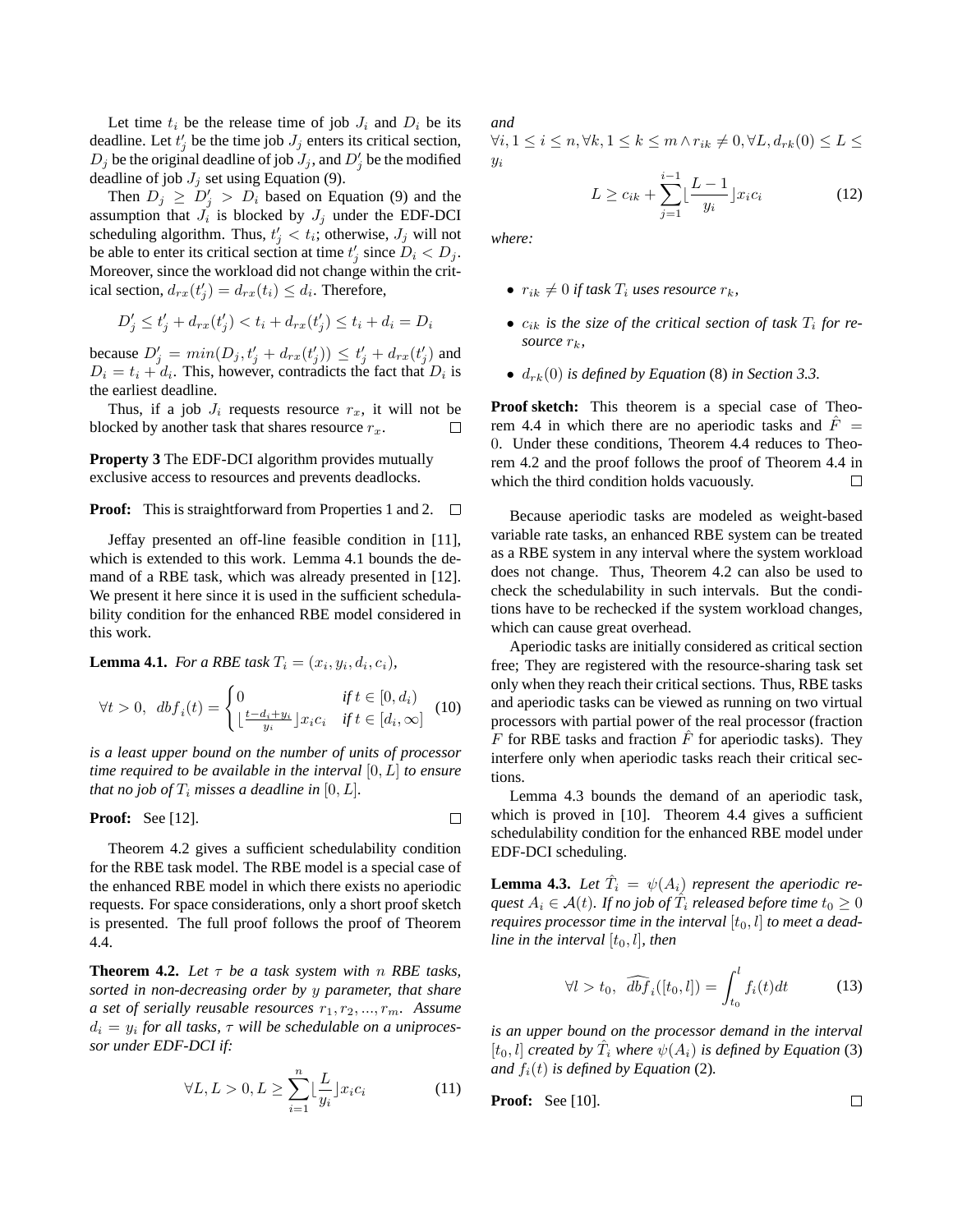Let time $t_i$ be the release time of job $J_i$ and $D_i$ be its deadline. Let $t'_j$ be the time job $J_j$ enters its critical section, $D_j$ be the original deadline of job $J_j$, and $D'_j$ be the modified deadline of job $J_j$ set using Equation (9).

Then $D_j \geq D'_j > D_i$ based on Equation (9) and the assumption that $J_i$ is blocked by $J_j$ under the EDF-DCI scheduling algorithm. Thus, $t'_j < t_i$; otherwise, $J_j$ will not be able to enter its critical section at time $t'_j$ since $D_i < D_j$. Moreover, since the workload did not change within the critical section, $d_{rx}(t'_j) = d_{rx}(t_i) \leq d_i$. Therefore,

$$D'_j \leq t'_j + d_{rx}(t'_j) < t_i + d_{rx}(t'_j) \leq t_i + d_i = D_i$$

because $D'_j = min(D_j, t'_j + d_{rx}(t'_j)) \leq t'_j + d_{rx}(t'_j)$ and $D_i = t_i + d_i$. This, however, contradicts the fact that $D_i$ is the earliest deadline.

Thus, if a job $J_i$ requests resource $r_x$, it will not be blocked by another task that shares resource $r_x$. □

**Property 3** The EDF-DCI algorithm provides mutually exclusive access to resources and prevents deadlocks.

**Proof:** This is straightforward from Properties 1 and 2. □

Jeffay presented an off-line feasible condition in [11], which is extended to this work. Lemma 4.1 bounds the demand of a RBE task, which was already presented in [12]. We present it here since it is used in the sufficient schedulability condition for the enhanced RBE model considered in this work.

**Lemma 4.1.** *For a RBE task $T_i = (x_i, y_i, d_i, c_i)$,*

$$\forall t > 0, \;\; dbf_i(t) = \begin{cases} 0 & \text{if } t \in [0, d_i) \\ \lfloor \frac{t - d_i + y_i}{y_i} \rfloor x_i c_i & \text{if } t \in [d_i, \infty] \end{cases} \quad (10)$$

*is a least upper bound on the number of units of processor time required to be available in the interval $[0, L]$ to ensure that no job of $T_i$ misses a deadline in $[0, L]$.*

**Proof:** See [12]. □

Theorem 4.2 gives a sufficient schedulability condition for the RBE task model. The RBE model is a special case of the enhanced RBE model in which there exists no aperiodic requests. For space considerations, only a short proof sketch is presented. The full proof follows the proof of Theorem 4.4.

**Theorem 4.2.** *Let $\tau$ be a task system with $n$ RBE tasks, sorted in non-decreasing order by $y$ parameter, that share a set of serially reusable resources $r_1, r_2, ..., r_m$. Assume $d_i = y_i$ for all tasks, $\tau$ will be schedulable on a uniprocessor under EDF-DCI if:*

$$\forall L, L > 0, L \geq \sum_{i=1}^{n} \lfloor \frac{L}{y_i} \rfloor x_i c_i \quad (11)$$

*and*

$\forall i, 1 \leq i \leq n, \forall k, 1 \leq k \leq m \wedge r_{ik} \neq 0, \forall L, d_{rk}(0) \leq L \leq y_i$

$$L \geq c_{ik} + \sum_{j=1}^{i-1} \lfloor \frac{L-1}{y_i} \rfloor x_i c_i \quad (12)$$

*where:*

- *$r_{ik} \neq 0$ if task $T_i$ uses resource $r_k$,*
- *$c_{ik}$ is the size of the critical section of task $T_i$ for resource $r_k$,*
- *$d_{rk}(0)$ is defined by Equation (8) in Section 3.3.*

**Proof sketch:** This theorem is a special case of Theorem 4.4 in which there are no aperiodic tasks and $\hat{F} = 0$. Under these conditions, Theorem 4.4 reduces to Theorem 4.2 and the proof follows the proof of Theorem 4.4 in which the third condition holds vacuously. □

Because aperiodic tasks are modeled as weight-based variable rate tasks, an enhanced RBE system can be treated as a RBE system in any interval where the system workload does not change. Thus, Theorem 4.2 can also be used to check the schedulability in such intervals. But the conditions have to be rechecked if the system workload changes, which can cause great overhead.

Aperiodic tasks are initially considered as critical section free; They are registered with the resource-sharing task set only when they reach their critical sections. Thus, RBE tasks and aperiodic tasks can be viewed as running on two virtual processors with partial power of the real processor (fraction $F$ for RBE tasks and fraction $\hat{F}$ for aperiodic tasks). They interfere only when aperiodic tasks reach their critical sections.

Lemma 4.3 bounds the demand of an aperiodic task, which is proved in [10]. Theorem 4.4 gives a sufficient schedulability condition for the enhanced RBE model under EDF-DCI scheduling.

**Lemma 4.3.** *Let $\hat{T}_i = \psi(A_i)$ represent the aperiodic request $A_i \in \mathcal{A}(t)$. If no job of $\hat{T}_i$ released before time $t_0 \geq 0$ requires processor time in the interval $[t_0, l]$ to meet a deadline in the interval $[t_0, l]$, then*

$$\forall l > t_0, \;\; \widehat{dbf}_i([t_0, l]) = \int_{t_0}^{l} f_i(t) dt \quad (13)$$

*is an upper bound on the processor demand in the interval $[t_0, l]$ created by $\hat{T}_i$ where $\psi(A_i)$ is defined by Equation (3) and $f_i(t)$ is defined by Equation (2).*

**Proof:** See [10]. □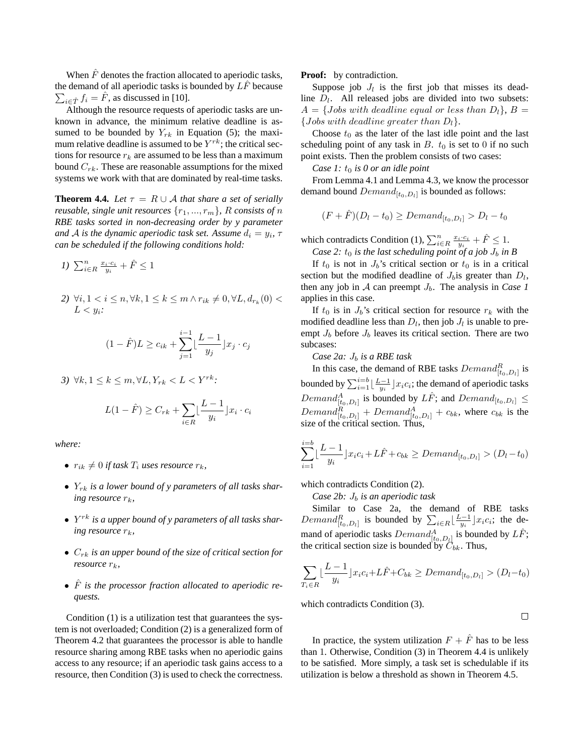When $\hat{F}$ denotes the fraction allocated to aperiodic tasks, the demand of all aperiodic tasks is bounded by $L\hat{F}$ because $\sum_{i \in \hat{T}} f_i = \hat{F}$, as discussed in [10].

Although the resource requests of aperiodic tasks are unknown in advance, the minimum relative deadline is assumed to be bounded by $Y_{rk}$ in Equation (5); the maximum relative deadline is assumed to be $Y^{rk}$; the critical sections for resource $r_k$ are assumed to be less than a maximum bound $C_{rk}$. These are reasonable assumptions for the mixed systems we work with that are dominated by real-time tasks.

**Theorem 4.4.** *Let $\tau = R \cup \mathcal{A}$ that share a set of serially reusable, single unit resources $\{r_1, ..., r_m\}$, $R$ consists of $n$ RBE tasks sorted in non-decreasing order by y parameter and $\mathcal{A}$ is the dynamic aperiodic task set. Assume $d_i = y_i$, $\tau$ can be scheduled if the following conditions hold:*

*1)* $\sum_{i \in R}^{n} \frac{x_i \cdot c_i}{y_i} + \hat{F} \leq 1$

*2)* $\forall i, 1 < i \leq n, \forall k, 1 \leq k \leq m \wedge r_{ik} \neq 0, \forall L, d_{r_k}(0) < L < y_i$:

$$(1 - \hat{F})L \geq c_{ik} + \sum_{j=1}^{i-1} \lfloor \frac{L-1}{y_j} \rfloor x_j \cdot c_j$$

*3)* $\forall k, 1 \leq k \leq m, \forall L, Y_{rk} < L < Y^{rk}$:

$$L(1 - \hat{F}) \geq C_{rk} + \sum_{i \in R} \lfloor \frac{L-1}{y_i} \rfloor x_i \cdot c_i$$

*where:*

- $r_{ik} \neq 0$ *if task* $T_i$ *uses resource* $r_k$,
- $Y_{rk}$ *is a lower bound of y parameters of all tasks sharing resource* $r_k$,
- $Y^{rk}$ *is a upper bound of y parameters of all tasks sharing resource* $r_k$,
- $C_{rk}$ *is an upper bound of the size of critical section for resource* $r_k$,
- $\hat{F}$ *is the processor fraction allocated to aperiodic requests.*

Condition (1) is a utilization test that guarantees the system is not overloaded; Condition (2) is a generalized form of Theorem 4.2 that guarantees the processor is able to handle resource sharing among RBE tasks when no aperiodic gains access to any resource; if an aperiodic task gains access to a resource, then Condition (3) is used to check the correctness.

**Proof:** by contradiction.

Suppose job $J_l$ is the first job that misses its deadline $D_l$. All released jobs are divided into two subsets: $A = \{Jobs\ with\ deadline\ equal\ or\ less\ than\ D_l\}$, $B = \{Jobs\ with\ deadline\ greater\ than\ D_l\}$.

Choose $t_0$ as the later of the last idle point and the last scheduling point of any task in $B$. $t_0$ is set to 0 if no such point exists. Then the problem consists of two cases:

*Case 1: $t_0$ is 0 or an idle point*

From Lemma 4.1 and Lemma 4.3, we know the processor demand bound $Demand_{[t_0, D_l]}$ is bounded as follows:

$$(F + \hat{F})(D_l - t_0) \geq Demand_{[t_0, D_l]} > D_l - t_0$$

which contradicts Condition (1), $\sum_{i \in R}^{n} \frac{x_i \cdot c_i}{y_i} + \hat{F} \leq 1$.

*Case 2: $t_0$ is the last scheduling point of a job $J_b$ in B*

If $t_0$ is not in $J_b$'s critical section or $t_0$ is in a critical section but the modified deadline of $J_b$is greater than $D_l$, then any job in $\mathcal{A}$ can preempt $J_b$. The analysis in *Case 1* applies in this case.

If $t_0$ is in $J_b$'s critical section for resource $r_k$ with the modified deadline less than $D_l$, then job $J_l$ is unable to preempt $J_b$ before $J_b$ leaves its critical section. There are two subcases:

*Case 2a: $J_b$ is a RBE task*

In this case, the demand of RBE tasks $Demand^{R}_{[t_0, D_l]}$ is bounded by $\sum_{i=1}^{i=b} \lfloor \frac{L-1}{y_i} \rfloor x_i c_i$; the demand of aperiodic tasks $Demand^{A}_{[t_0, D_l]}$ is bounded by $L\hat{F}$; and $Demand_{[t_0, D_l]} \leq Demand^{R}_{[t_0, D_l]} + Demand^{A}_{[t_0, D_l]} + c_{bk}$, where $c_{bk}$ is the size of the critical section. Thus,

$$\sum_{i=1}^{i=b} \lfloor \frac{L-1}{y_i} \rfloor x_i c_i + L\hat{F} + c_{bk} \geq Demand_{[t_0, D_l]} > (D_l - t_0)$$

which contradicts Condition (2).

*Case 2b: $J_b$ is an aperiodic task*

Similar to Case 2a, the demand of RBE tasks $Demand^{R}_{[t_0, D_l]}$ is bounded by $\sum_{i \in R} \lfloor \frac{L-1}{y_i} \rfloor x_i c_i$; the demand of aperiodic tasks $Demand^{A}_{[t_0, D_l]}$ is bounded by $L\hat{F}$; the critical section size is bounded by $C_{bk}$. Thus,

$$\sum_{T_i \in R} \lfloor \frac{L-1}{y_i} \rfloor x_i c_i + L\hat{F} + C_{bk} \geq Demand_{[t_0, D_l]} > (D_l - t_0)$$

which contradicts Condition (3).

□

In practice, the system utilization $F + \hat{F}$ has to be less than 1. Otherwise, Condition (3) in Theorem 4.4 is unlikely to be satisfied. More simply, a task set is schedulable if its utilization is below a threshold as shown in Theorem 4.5.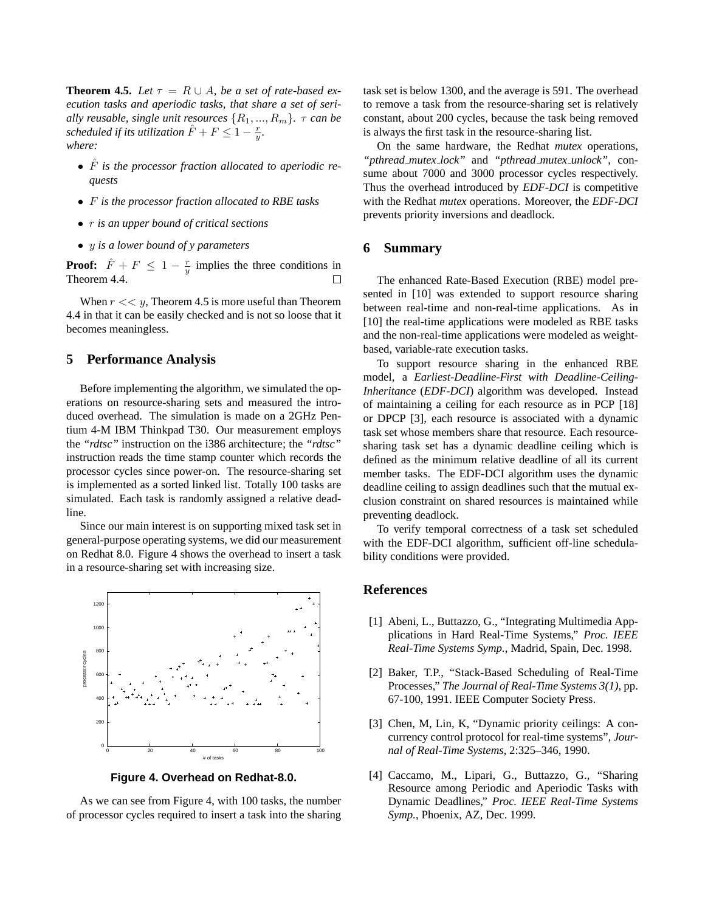**Theorem 4.5.** *Let $\tau = R \cup A$, be a set of rate-based execution tasks and aperiodic tasks, that share a set of serially reusable, single unit resources $\{R_1, ..., R_m\}$. $\tau$ can be scheduled if its utilization $\hat{F} + F \leq 1 - \frac{r}{y}$.*
*where:*

- *$\hat{F}$ is the processor fraction allocated to aperiodic requests*
- *$F$ is the processor fraction allocated to RBE tasks*
- *$r$ is an upper bound of critical sections*
- *$y$ is a lower bound of y parameters*

**Proof:** $\hat{F} + F \leq 1 - \frac{r}{y}$ implies the three conditions in Theorem 4.4. □

When $r << y$, Theorem 4.5 is more useful than Theorem 4.4 in that it can be easily checked and is not so loose that it becomes meaningless.

## 5 Performance Analysis

Before implementing the algorithm, we simulated the operations on resource-sharing sets and measured the introduced overhead. The simulation is made on a 2GHz Pentium 4-M IBM Thinkpad T30. Our measurement employs the *"rdtsc"* instruction on the i386 architecture; the *"rdtsc"* instruction reads the time stamp counter which records the processor cycles since power-on. The resource-sharing set is implemented as a sorted linked list. Totally 100 tasks are simulated. Each task is randomly assigned a relative deadline.

Since our main interest is on supporting mixed task set in general-purpose operating systems, we did our measurement on Redhat 8.0. Figure 4 shows the overhead to insert a task in a resource-sharing set with increasing size.

**Figure 4. Overhead on Redhat-8.0.**

As we can see from Figure 4, with 100 tasks, the number of processor cycles required to insert a task into the sharing task set is below 1300, and the average is 591. The overhead to remove a task from the resource-sharing set is relatively constant, about 200 cycles, because the task being removed is always the first task in the resource-sharing list.

On the same hardware, the Redhat *mutex* operations, *"pthread_mutex_lock"* and *"pthread_mutex_unlock"*, consume about 7000 and 3000 processor cycles respectively. Thus the overhead introduced by *EDF-DCI* is competitive with the Redhat *mutex* operations. Moreover, the *EDF-DCI* prevents priority inversions and deadlock.

## 6 Summary

The enhanced Rate-Based Execution (RBE) model presented in [10] was extended to support resource sharing between real-time and non-real-time applications. As in [10] the real-time applications were modeled as RBE tasks and the non-real-time applications were modeled as weight-based, variable-rate execution tasks.

To support resource sharing in the enhanced RBE model, a *Earliest-Deadline-First with Deadline-Ceiling-Inheritance* (*EDF-DCI*) algorithm was developed. Instead of maintaining a ceiling for each resource as in PCP [18] or DPCP [3], each resource is associated with a dynamic task set whose members share that resource. Each resource-sharing task set has a dynamic deadline ceiling which is defined as the minimum relative deadline of all its current member tasks. The EDF-DCI algorithm uses the dynamic deadline ceiling to assign deadlines such that the mutual exclusion constraint on shared resources is maintained while preventing deadlock.

To verify temporal correctness of a task set scheduled with the EDF-DCI algorithm, sufficient off-line schedulability conditions were provided.

## References

[1] Abeni, L., Buttazzo, G., "Integrating Multimedia Appplications in Hard Real-Time Systems," *Proc. IEEE Real-Time Systems Symp.*, Madrid, Spain, Dec. 1998.

[2] Baker, T.P., "Stack-Based Scheduling of Real-Time Processes," *The Journal of Real-Time Systems 3(1)*, pp. 67-100, 1991. IEEE Computer Society Press.

[3] Chen, M, Lin, K, "Dynamic priority ceilings: A concurrency control protocol for real-time systems", *Journal of Real-Time Systems*, 2:325–346, 1990.

[4] Caccamo, M., Lipari, G., Buttazzo, G., "Sharing Resource among Periodic and Aperiodic Tasks with Dynamic Deadlines," *Proc. IEEE Real-Time Systems Symp.*, Phoenix, AZ, Dec. 1999.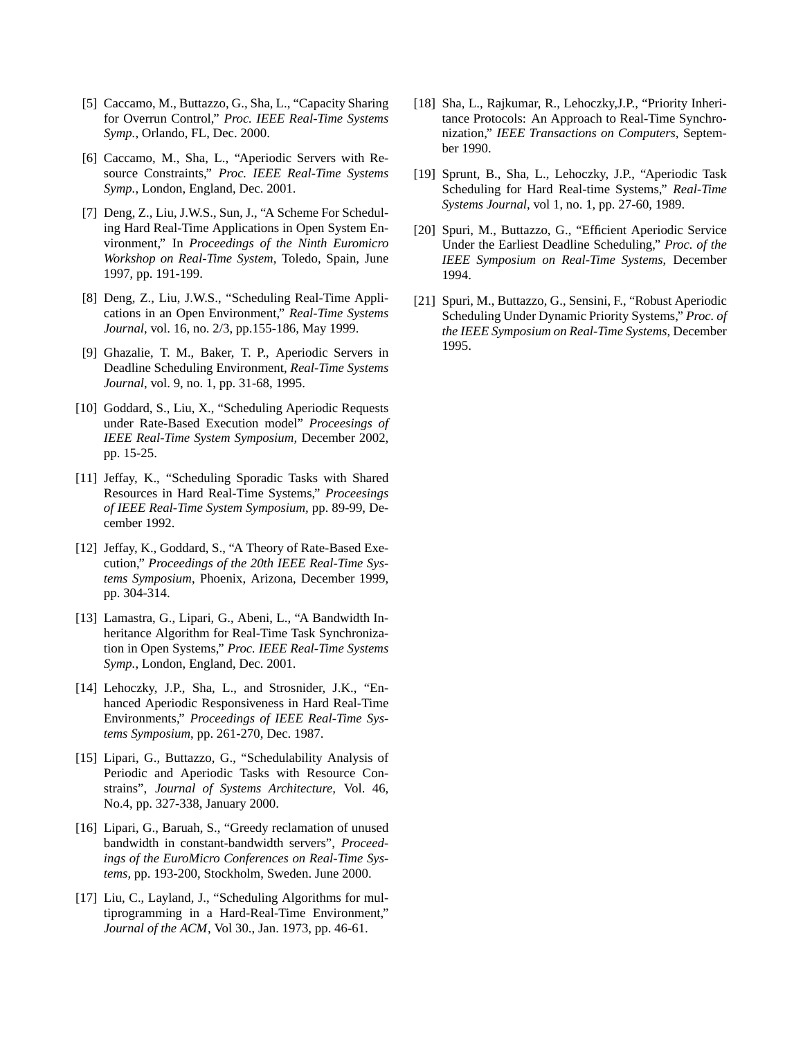[5] Caccamo, M., Buttazzo, G., Sha, L., "Capacity Sharing for Overrun Control," *Proc. IEEE Real-Time Systems Symp.*, Orlando, FL, Dec. 2000.

[6] Caccamo, M., Sha, L., "Aperiodic Servers with Resource Constraints," *Proc. IEEE Real-Time Systems Symp.*, London, England, Dec. 2001.

[7] Deng, Z., Liu, J.W.S., Sun, J., "A Scheme For Scheduling Hard Real-Time Applications in Open System Environment," In *Proceedings of the Ninth Euromicro Workshop on Real-Time System*, Toledo, Spain, June 1997, pp. 191-199.

[8] Deng, Z., Liu, J.W.S., "Scheduling Real-Time Applications in an Open Environment," *Real-Time Systems Journal*, vol. 16, no. 2/3, pp.155-186, May 1999.

[9] Ghazalie, T. M., Baker, T. P., Aperiodic Servers in Deadline Scheduling Environment, *Real-Time Systems Journal*, vol. 9, no. 1, pp. 31-68, 1995.

[10] Goddard, S., Liu, X., "Scheduling Aperiodic Requests under Rate-Based Execution model" *Proceesings of IEEE Real-Time System Symposium*, December 2002, pp. 15-25.

[11] Jeffay, K., "Scheduling Sporadic Tasks with Shared Resources in Hard Real-Time Systems," *Proceesings of IEEE Real-Time System Symposium*, pp. 89-99, December 1992.

[12] Jeffay, K., Goddard, S., "A Theory of Rate-Based Execution," *Proceedings of the 20th IEEE Real-Time Systems Symposium*, Phoenix, Arizona, December 1999, pp. 304-314.

[13] Lamastra, G., Lipari, G., Abeni, L., "A Bandwidth Inheritance Algorithm for Real-Time Task Synchronization in Open Systems," *Proc. IEEE Real-Time Systems Symp.*, London, England, Dec. 2001.

[14] Lehoczky, J.P., Sha, L., and Strosnider, J.K., "Enhanced Aperiodic Responsiveness in Hard Real-Time Environments," *Proceedings of IEEE Real-Time Systems Symposium*, pp. 261-270, Dec. 1987.

[15] Lipari, G., Buttazzo, G., "Schedulability Analysis of Periodic and Aperiodic Tasks with Resource Constrains", *Journal of Systems Architecture*, Vol. 46, No.4, pp. 327-338, January 2000.

[16] Lipari, G., Baruah, S., "Greedy reclamation of unused bandwidth in constant-bandwidth servers", *Proceedings of the EuroMicro Conferences on Real-Time Systems*, pp. 193-200, Stockholm, Sweden. June 2000.

[17] Liu, C., Layland, J., "Scheduling Algorithms for multiprogramming in a Hard-Real-Time Environment," *Journal of the ACM*, Vol 30., Jan. 1973, pp. 46-61.

[18] Sha, L., Rajkumar, R., Lehoczky,J.P., "Priority Inheritance Protocols: An Approach to Real-Time Synchronization," *IEEE Transactions on Computers*, September 1990.

[19] Sprunt, B., Sha, L., Lehoczky, J.P., "Aperiodic Task Scheduling for Hard Real-time Systems," *Real-Time Systems Journal*, vol 1, no. 1, pp. 27-60, 1989.

[20] Spuri, M., Buttazzo, G., "Efficient Aperiodic Service Under the Earliest Deadline Scheduling," *Proc. of the IEEE Symposium on Real-Time Systems*, December 1994.

[21] Spuri, M., Buttazzo, G., Sensini, F., "Robust Aperiodic Scheduling Under Dynamic Priority Systems," *Proc. of the IEEE Symposium on Real-Time Systems*, December 1995.